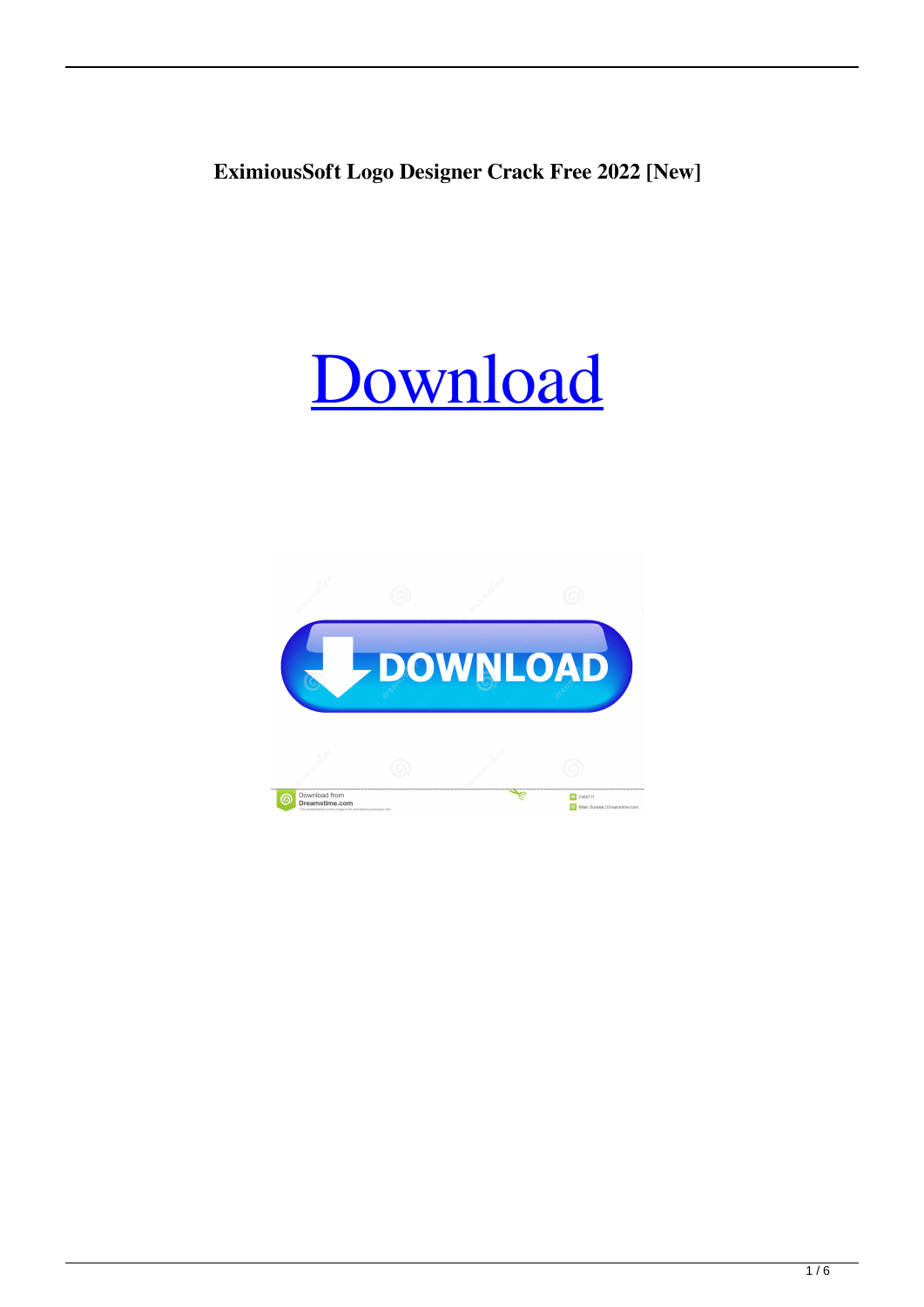**EximiousSoft Logo Designer Crack Free 2022 [New]**

Download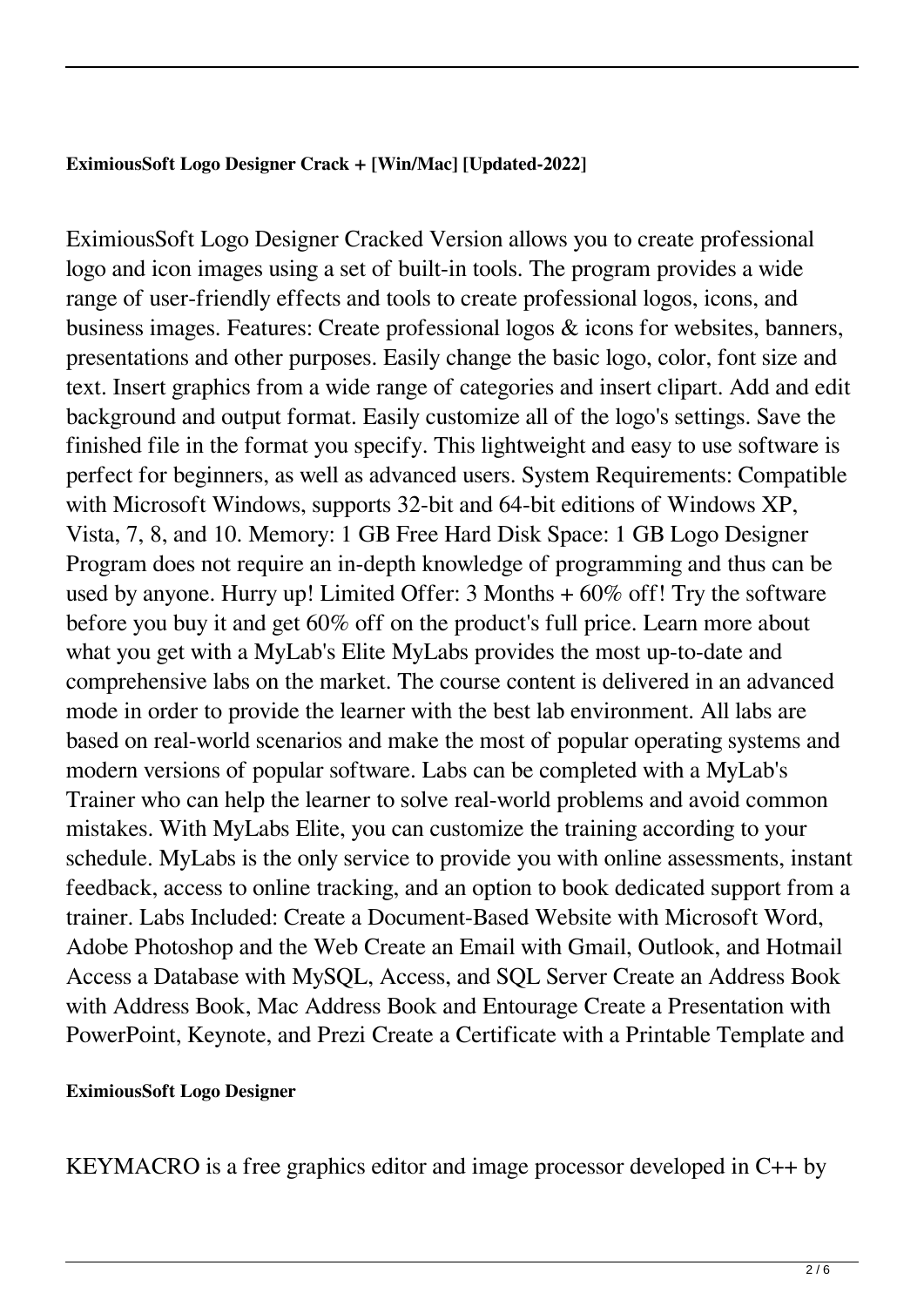**EximiousSoft Logo Designer Crack + [Win/Mac] [Updated-2022]**

EximiousSoft Logo Designer Cracked Version allows you to create professional logo and icon images using a set of built-in tools. The program provides a wide range of user-friendly effects and tools to create professional logos, icons, and business images. Features: Create professional logos & icons for websites, banners, presentations and other purposes. Easily change the basic logo, color, font size and text. Insert graphics from a wide range of categories and insert clipart. Add and edit background and output format. Easily customize all of the logo's settings. Save the finished file in the format you specify. This lightweight and easy to use software is perfect for beginners, as well as advanced users. System Requirements: Compatible with Microsoft Windows, supports 32-bit and 64-bit editions of Windows XP, Vista, 7, 8, and 10. Memory: 1 GB Free Hard Disk Space: 1 GB Logo Designer Program does not require an in-depth knowledge of programming and thus can be used by anyone. Hurry up! Limited Offer: 3 Months + 60% off! Try the software before you buy it and get 60% off on the product's full price. Learn more about what you get with a MyLab's Elite MyLabs provides the most up-to-date and comprehensive labs on the market. The course content is delivered in an advanced mode in order to provide the learner with the best lab environment. All labs are based on real-world scenarios and make the most of popular operating systems and modern versions of popular software. Labs can be completed with a MyLab's Trainer who can help the learner to solve real-world problems and avoid common mistakes. With MyLabs Elite, you can customize the training according to your schedule. MyLabs is the only service to provide you with online assessments, instant feedback, access to online tracking, and an option to book dedicated support from a trainer. Labs Included: Create a Document-Based Website with Microsoft Word, Adobe Photoshop and the Web Create an Email with Gmail, Outlook, and Hotmail Access a Database with MySQL, Access, and SQL Server Create an Address Book with Address Book, Mac Address Book and Entourage Create a Presentation with PowerPoint, Keynote, and Prezi Create a Certificate with a Printable Template and

**EximiousSoft Logo Designer**

KEYMACRO is a free graphics editor and image processor developed in C++ by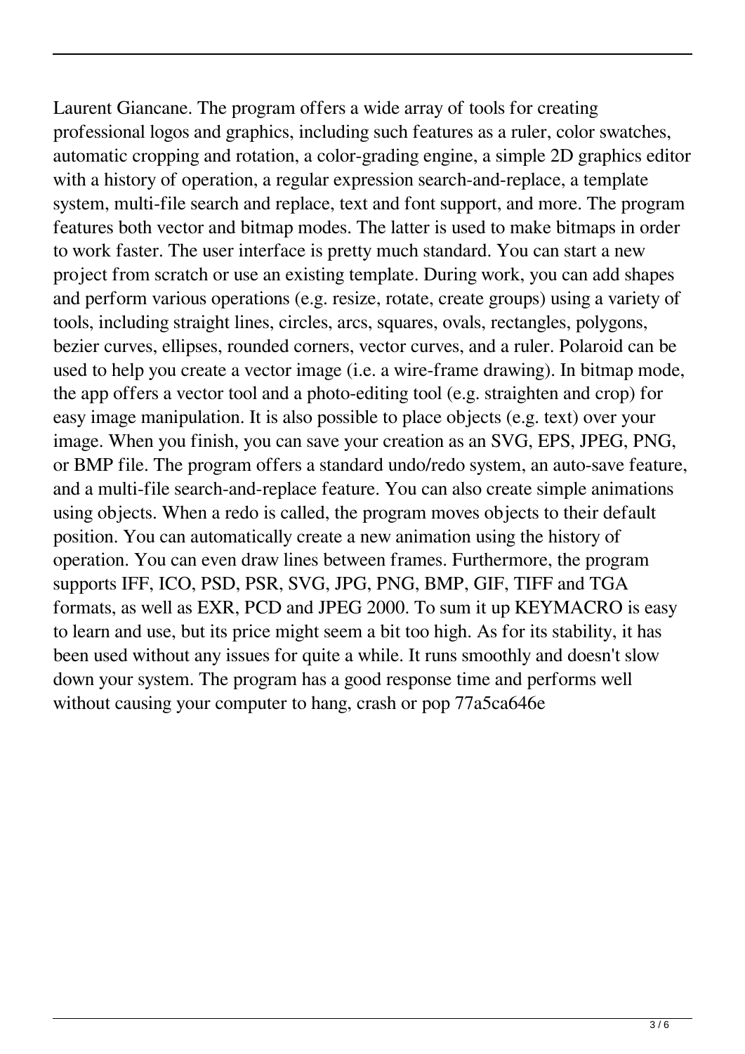Laurent Giancane. The program offers a wide array of tools for creating professional logos and graphics, including such features as a ruler, color swatches, automatic cropping and rotation, a color-grading engine, a simple 2D graphics editor with a history of operation, a regular expression search-and-replace, a template system, multi-file search and replace, text and font support, and more. The program features both vector and bitmap modes. The latter is used to make bitmaps in order to work faster. The user interface is pretty much standard. You can start a new project from scratch or use an existing template. During work, you can add shapes and perform various operations (e.g. resize, rotate, create groups) using a variety of tools, including straight lines, circles, arcs, squares, ovals, rectangles, polygons, bezier curves, ellipses, rounded corners, vector curves, and a ruler. Polaroid can be used to help you create a vector image (i.e. a wire-frame drawing). In bitmap mode, the app offers a vector tool and a photo-editing tool (e.g. straighten and crop) for easy image manipulation. It is also possible to place objects (e.g. text) over your image. When you finish, you can save your creation as an SVG, EPS, JPEG, PNG, or BMP file. The program offers a standard undo/redo system, an auto-save feature, and a multi-file search-and-replace feature. You can also create simple animations using objects. When a redo is called, the program moves objects to their default position. You can automatically create a new animation using the history of operation. You can even draw lines between frames. Furthermore, the program supports IFF, ICO, PSD, PSR, SVG, JPG, PNG, BMP, GIF, TIFF and TGA formats, as well as EXR, PCD and JPEG 2000. To sum it up KEYMACRO is easy to learn and use, but its price might seem a bit too high. As for its stability, it has been used without any issues for quite a while. It runs smoothly and doesn't slow down your system. The program has a good response time and performs well without causing your computer to hang, crash or pop 77a5ca646e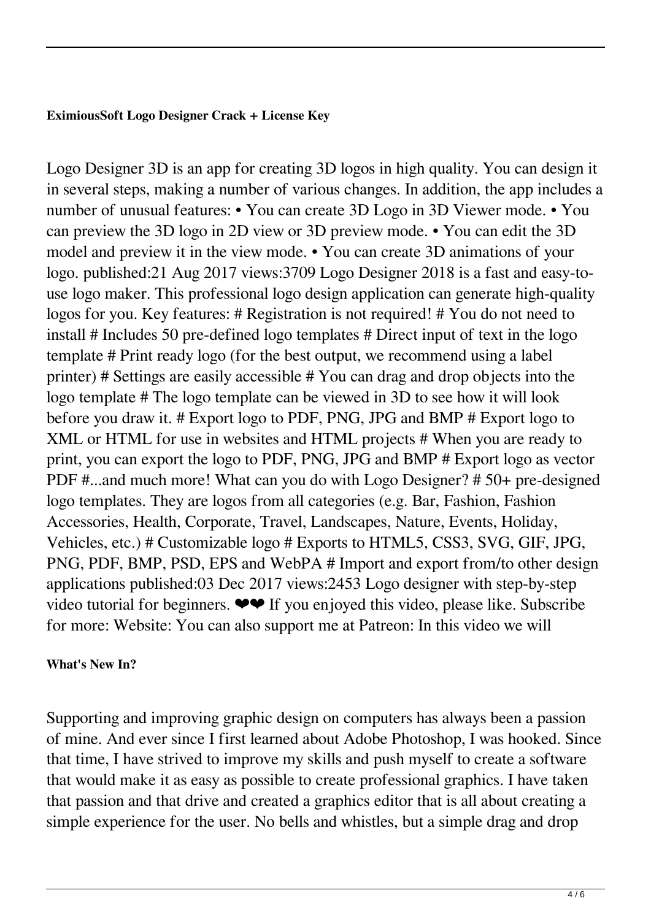**EximiousSoft Logo Designer Crack + License Key**

Logo Designer 3D is an app for creating 3D logos in high quality. You can design it in several steps, making a number of various changes. In addition, the app includes a number of unusual features: • You can create 3D Logo in 3D Viewer mode. • You can preview the 3D logo in 2D view or 3D preview mode. • You can edit the 3D model and preview it in the view mode. • You can create 3D animations of your logo. published:21 Aug 2017 views:3709 Logo Designer 2018 is a fast and easy-to-use logo maker. This professional logo design application can generate high-quality logos for you. Key features: # Registration is not required! # You do not need to install # Includes 50 pre-defined logo templates # Direct input of text in the logo template # Print ready logo (for the best output, we recommend using a label printer) # Settings are easily accessible # You can drag and drop objects into the logo template # The logo template can be viewed in 3D to see how it will look before you draw it. # Export logo to PDF, PNG, JPG and BMP # Export logo to XML or HTML for use in websites and HTML projects # When you are ready to print, you can export the logo to PDF, PNG, JPG and BMP # Export logo as vector PDF #...and much more! What can you do with Logo Designer? # 50+ pre-designed logo templates. They are logos from all categories (e.g. Bar, Fashion, Fashion Accessories, Health, Corporate, Travel, Landscapes, Nature, Events, Holiday, Vehicles, etc.) # Customizable logo # Exports to HTML5, CSS3, SVG, GIF, JPG, PNG, PDF, BMP, PSD, EPS and WebPA # Import and export from/to other design applications published:03 Dec 2017 views:2453 Logo designer with step-by-step video tutorial for beginners. ❤❤ If you enjoyed this video, please like. Subscribe for more: Website: You can also support me at Patreon: In this video we will

**What's New In?**

Supporting and improving graphic design on computers has always been a passion of mine. And ever since I first learned about Adobe Photoshop, I was hooked. Since that time, I have strived to improve my skills and push myself to create a software that would make it as easy as possible to create professional graphics. I have taken that passion and that drive and created a graphics editor that is all about creating a simple experience for the user. No bells and whistles, but a simple drag and drop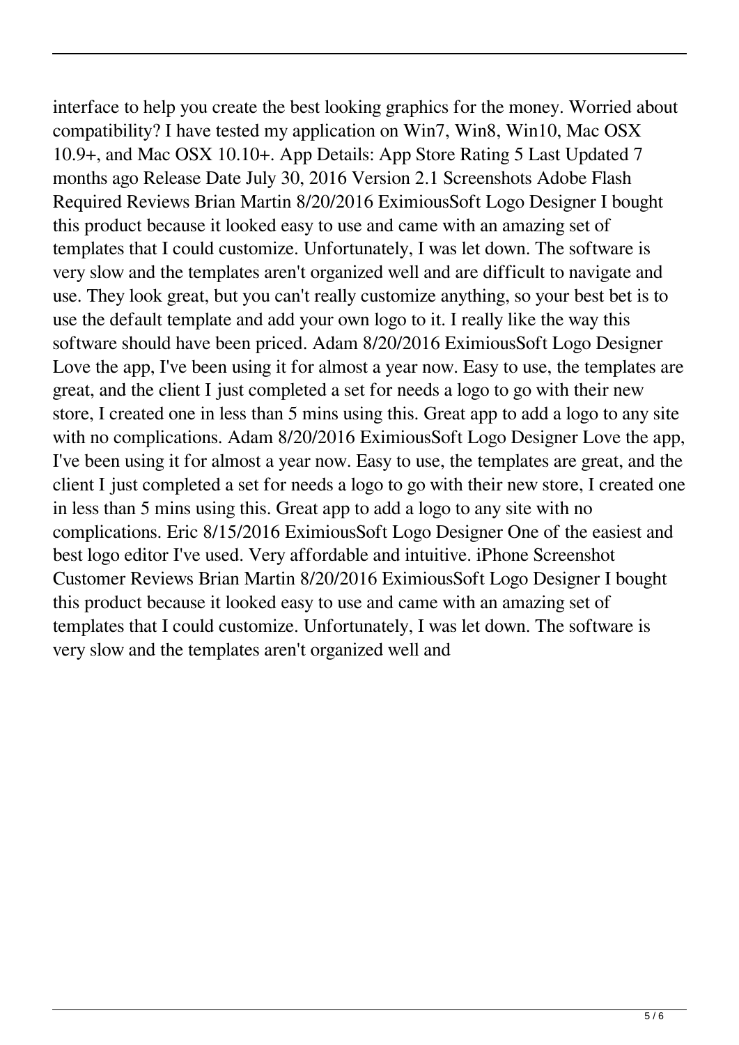interface to help you create the best looking graphics for the money. Worried about compatibility? I have tested my application on Win7, Win8, Win10, Mac OSX 10.9+, and Mac OSX 10.10+. App Details: App Store Rating 5 Last Updated 7 months ago Release Date July 30, 2016 Version 2.1 Screenshots Adobe Flash Required Reviews Brian Martin 8/20/2016 EximiousSoft Logo Designer I bought this product because it looked easy to use and came with an amazing set of templates that I could customize. Unfortunately, I was let down. The software is very slow and the templates aren't organized well and are difficult to navigate and use. They look great, but you can't really customize anything, so your best bet is to use the default template and add your own logo to it. I really like the way this software should have been priced. Adam 8/20/2016 EximiousSoft Logo Designer Love the app, I've been using it for almost a year now. Easy to use, the templates are great, and the client I just completed a set for needs a logo to go with their new store, I created one in less than 5 mins using this. Great app to add a logo to any site with no complications. Adam 8/20/2016 EximiousSoft Logo Designer Love the app, I've been using it for almost a year now. Easy to use, the templates are great, and the client I just completed a set for needs a logo to go with their new store, I created one in less than 5 mins using this. Great app to add a logo to any site with no complications. Eric 8/15/2016 EximiousSoft Logo Designer One of the easiest and best logo editor I've used. Very affordable and intuitive. iPhone Screenshot Customer Reviews Brian Martin 8/20/2016 EximiousSoft Logo Designer I bought this product because it looked easy to use and came with an amazing set of templates that I could customize. Unfortunately, I was let down. The software is very slow and the templates aren't organized well and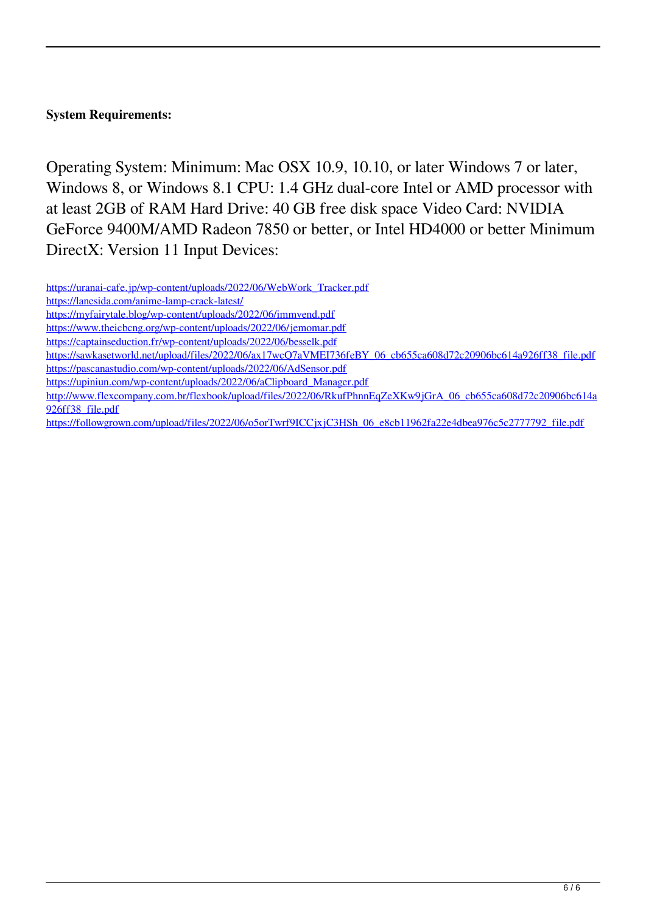**System Requirements:**

Operating System: Minimum: Mac OSX 10.9, 10.10, or later Windows 7 or later, Windows 8, or Windows 8.1 CPU: 1.4 GHz dual-core Intel or AMD processor with at least 2GB of RAM Hard Drive: 40 GB free disk space Video Card: NVIDIA GeForce 9400M/AMD Radeon 7850 or better, or Intel HD4000 or better Minimum DirectX: Version 11 Input Devices:

https://uranai-cafe.jp/wp-content/uploads/2022/06/WebWork_Tracker.pdf
https://lanesida.com/anime-lamp-crack-latest/
https://myfairytale.blog/wp-content/uploads/2022/06/immvend.pdf
https://www.theicbcng.org/wp-content/uploads/2022/06/jemomar.pdf
https://captainseduction.fr/wp-content/uploads/2022/06/besselk.pdf
https://sawkasetworld.net/upload/files/2022/06/ax17wcQ7aVMEI736feBY_06_cb655ca608d72c20906bc614a926ff38_file.pdf
https://pascanastudio.com/wp-content/uploads/2022/06/AdSensor.pdf
https://upiniun.com/wp-content/uploads/2022/06/aClipboard_Manager.pdf
http://www.flexcompany.com.br/flexbook/upload/files/2022/06/RkufPhnnEqZeXKw9jGrA_06_cb655ca608d72c20906bc614a926ff38_file.pdf
https://followgrown.com/upload/files/2022/06/o5orTwrf9ICCjxjC3HSh_06_e8cb11962fa22e4dbea976c5c2777792_file.pdf